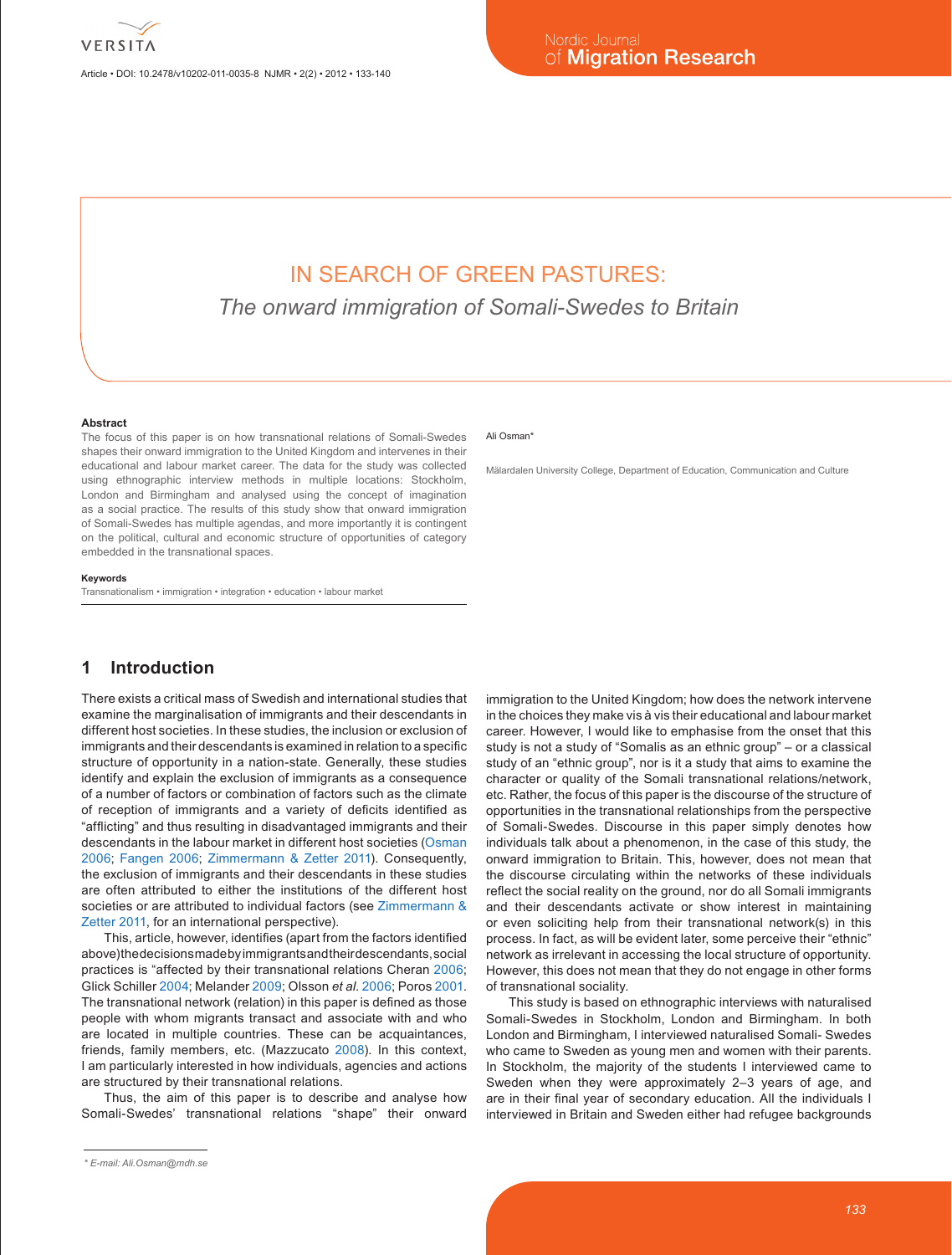# IN SEARCH OF GREEN PASTURES:

## *The onward immigration of Somali-Swedes to Britain*

Ali Osman*

Mälardalen University College, Department of Education, Communication and Culture

### Abstract

The focus of this paper is on how transnational relations of Somali-Swedes shapes their onward immigration to the United Kingdom and intervenes in their educational and labour market career. The data for the study was collected using ethnographic interview methods in multiple locations: Stockholm, London and Birmingham and analysed using the concept of imagination as a social practice. The results of this study show that onward immigration of Somali-Swedes has multiple agendas, and more importantly it is contingent on the political, cultural and economic structure of opportunities of category embedded in the transnational spaces.

### Keywords

Transnationalism • immigration • integration • education • labour market

## 1 Introduction

There exists a critical mass of Swedish and international studies that examine the marginalisation of immigrants and their descendants in different host societies. In these studies, the inclusion or exclusion of immigrants and their descendants is examined in relation to a specific structure of opportunity in a nation-state. Generally, these studies identify and explain the exclusion of immigrants as a consequence of a number of factors or combination of factors such as the climate of reception of immigrants and a variety of deficits identified as "afflicting" and thus resulting in disadvantaged immigrants and their descendants in the labour market in different host societies (Osman 2006; Fangen 2006; Zimmermann & Zetter 2011). Consequently, the exclusion of immigrants and their descendants in these studies are often attributed to either the institutions of the different host societies or are attributed to individual factors (see Zimmermann & Zetter 2011, for an international perspective).

This, article, however, identifies (apart from the factors identified above) the decisions made by immigrants and their descendants, social practices is "affected by their transnational relations Cheran 2006; Glick Schiller 2004; Melander 2009; Olsson *et al*. 2006; Poros 2001. The transnational network (relation) in this paper is defined as those people with whom migrants transact and associate with and who are located in multiple countries. These can be acquaintances, friends, family members, etc. (Mazzucato 2008). In this context, I am particularly interested in how individuals, agencies and actions are structured by their transnational relations.

Thus, the aim of this paper is to describe and analyse how Somali-Swedes' transnational relations "shape" their onward immigration to the United Kingdom; how does the network intervene in the choices they make vis à vis their educational and labour market career. However, I would like to emphasise from the onset that this study is not a study of "Somalis as an ethnic group" – or a classical study of an "ethnic group", nor is it a study that aims to examine the character or quality of the Somali transnational relations/network, etc. Rather, the focus of this paper is the discourse of the structure of opportunities in the transnational relationships from the perspective of Somali-Swedes. Discourse in this paper simply denotes how individuals talk about a phenomenon, in the case of this study, the onward immigration to Britain. This, however, does not mean that the discourse circulating within the networks of these individuals reflect the social reality on the ground, nor do all Somali immigrants and their descendants activate or show interest in maintaining or even soliciting help from their transnational network(s) in this process. In fact, as will be evident later, some perceive their "ethnic" network as irrelevant in accessing the local structure of opportunity. However, this does not mean that they do not engage in other forms of transnational sociality.

This study is based on ethnographic interviews with naturalised Somali-Swedes in Stockholm, London and Birmingham. In both London and Birmingham, I interviewed naturalised Somali- Swedes who came to Sweden as young men and women with their parents. In Stockholm, the majority of the students I interviewed came to Sweden when they were approximately 2–3 years of age, and are in their final year of secondary education. All the individuals I interviewed in Britain and Sweden either had refugee backgrounds

\* E-mail: Ali.Osman@mdh.se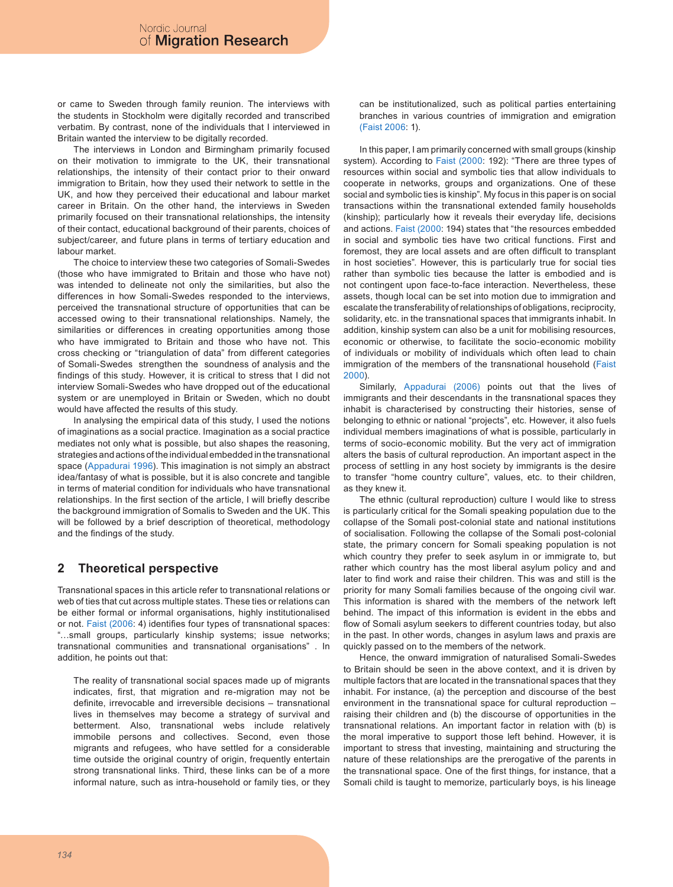or came to Sweden through family reunion. The interviews with the students in Stockholm were digitally recorded and transcribed verbatim. By contrast, none of the individuals that I interviewed in Britain wanted the interview to be digitally recorded.

The interviews in London and Birmingham primarily focused on their motivation to immigrate to the UK, their transnational relationships, the intensity of their contact prior to their onward immigration to Britain, how they used their network to settle in the UK, and how they perceived their educational and labour market career in Britain. On the other hand, the interviews in Sweden primarily focused on their transnational relationships, the intensity of their contact, educational background of their parents, choices of subject/career, and future plans in terms of tertiary education and labour market.

The choice to interview these two categories of Somali-Swedes (those who have immigrated to Britain and those who have not) was intended to delineate not only the similarities, but also the differences in how Somali-Swedes responded to the interviews, perceived the transnational structure of opportunities that can be accessed owing to their transnational relationships. Namely, the similarities or differences in creating opportunities among those who have immigrated to Britain and those who have not. This cross checking or "triangulation of data" from different categories of Somali-Swedes strengthen the soundness of analysis and the findings of this study. However, it is critical to stress that I did not interview Somali-Swedes who have dropped out of the educational system or are unemployed in Britain or Sweden, which no doubt would have affected the results of this study.

In analysing the empirical data of this study, I used the notions of imaginations as a social practice. Imagination as a social practice mediates not only what is possible, but also shapes the reasoning, strategies and actions of the individual embedded in the transnational space (Appadurai 1996). This imagination is not simply an abstract idea/fantasy of what is possible, but it is also concrete and tangible in terms of material condition for individuals who have transnational relationships. In the first section of the article, I will briefly describe the background immigration of Somalis to Sweden and the UK. This will be followed by a brief description of theoretical, methodology and the findings of the study.

## 2 Theoretical perspective

Transnational spaces in this article refer to transnational relations or web of ties that cut across multiple states. These ties or relations can be either formal or informal organisations, highly institutionalised or not. Faist (2006: 4) identifies four types of transnational spaces: "…small groups, particularly kinship systems; issue networks; transnational communities and transnational organisations" . In addition, he points out that:

> The reality of transnational social spaces made up of migrants indicates, first, that migration and re-migration may not be definite, irrevocable and irreversible decisions – transnational lives in themselves may become a strategy of survival and betterment. Also, transnational webs include relatively immobile persons and collectives. Second, even those migrants and refugees, who have settled for a considerable time outside the original country of origin, frequently entertain strong transnational links. Third, these links can be of a more informal nature, such as intra-household or family ties, or they can be institutionalized, such as political parties entertaining branches in various countries of immigration and emigration (Faist 2006: 1).

In this paper, I am primarily concerned with small groups (kinship system). According to Faist (2000: 192): "There are three types of resources within social and symbolic ties that allow individuals to cooperate in networks, groups and organizations. One of these social and symbolic ties is kinship". My focus in this paper is on social transactions within the transnational extended family households (kinship); particularly how it reveals their everyday life, decisions and actions. Faist (2000: 194) states that "the resources embedded in social and symbolic ties have two critical functions. First and foremost, they are local assets and are often difficult to transplant in host societies". However, this is particularly true for social ties rather than symbolic ties because the latter is embodied and is not contingent upon face-to-face interaction. Nevertheless, these assets, though local can be set into motion due to immigration and escalate the transferability of relationships of obligations, reciprocity, solidarity, etc. in the transnational spaces that immigrants inhabit. In addition, kinship system can also be a unit for mobilising resources, economic or otherwise, to facilitate the socio-economic mobility of individuals or mobility of individuals which often lead to chain immigration of the members of the transnational household (Faist 2000).

Similarly, Appadurai (2006) points out that the lives of immigrants and their descendants in the transnational spaces they inhabit is characterised by constructing their histories, sense of belonging to ethnic or national "projects", etc. However, it also fuels individual members imaginations of what is possible, particularly in terms of socio-economic mobility. But the very act of immigration alters the basis of cultural reproduction. An important aspect in the process of settling in any host society by immigrants is the desire to transfer "home country culture", values, etc. to their children, as they knew it.

The ethnic (cultural reproduction) culture I would like to stress is particularly critical for the Somali speaking population due to the collapse of the Somali post-colonial state and national institutions of socialisation. Following the collapse of the Somali post-colonial state, the primary concern for Somali speaking population is not which country they prefer to seek asylum in or immigrate to, but rather which country has the most liberal asylum policy and and later to find work and raise their children. This was and still is the priority for many Somali families because of the ongoing civil war. This information is shared with the members of the network left behind. The impact of this information is evident in the ebbs and flow of Somali asylum seekers to different countries today, but also in the past. In other words, changes in asylum laws and praxis are quickly passed on to the members of the network.

Hence, the onward immigration of naturalised Somali-Swedes to Britain should be seen in the above context, and it is driven by multiple factors that are located in the transnational spaces that they inhabit. For instance, (a) the perception and discourse of the best environment in the transnational space for cultural reproduction – raising their children and (b) the discourse of opportunities in the transnational relations. An important factor in relation with (b) is the moral imperative to support those left behind. However, it is important to stress that investing, maintaining and structuring the nature of these relationships are the prerogative of the parents in the transnational space. One of the first things, for instance, that a Somali child is taught to memorize, particularly boys, is his lineage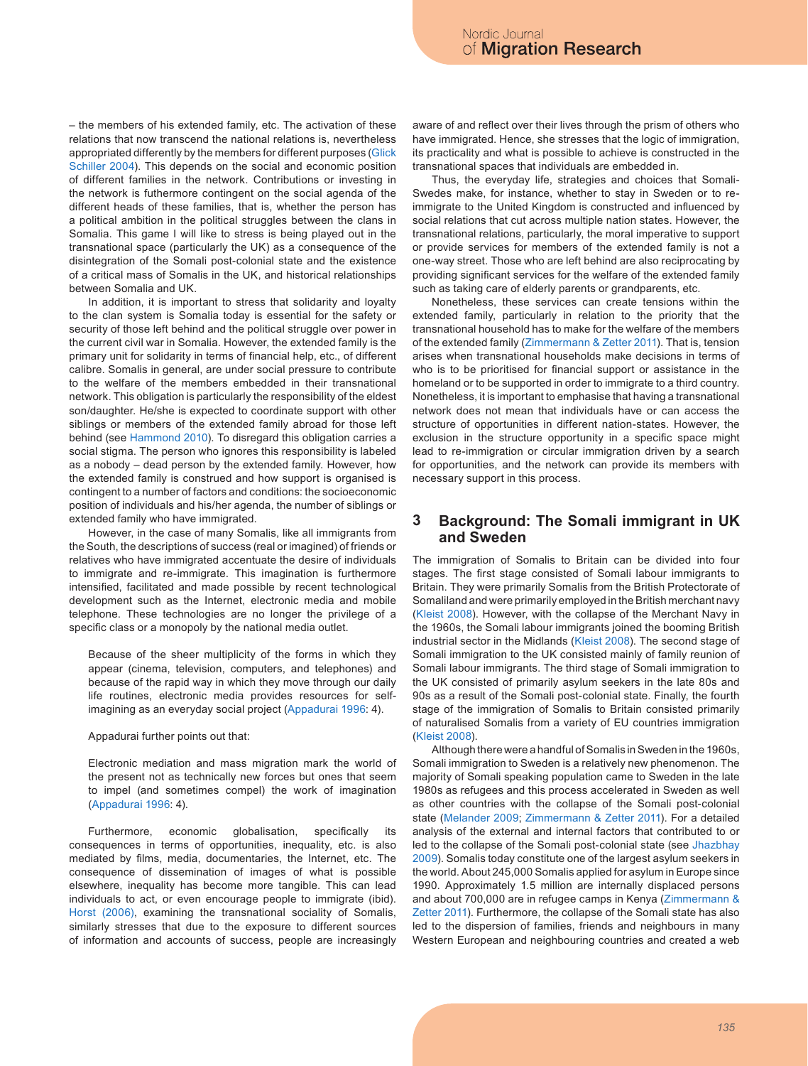– the members of his extended family, etc. The activation of these relations that now transcend the national relations is, nevertheless appropriated differently by the members for different purposes (Glick Schiller 2004). This depends on the social and economic position of different families in the network. Contributions or investing in the network is futhermore contingent on the social agenda of the different heads of these families, that is, whether the person has a political ambition in the political struggles between the clans in Somalia. This game I will like to stress is being played out in the transnational space (particularly the UK) as a consequence of the disintegration of the Somali post-colonial state and the existence of a critical mass of Somalis in the UK, and historical relationships between Somalia and UK.

In addition, it is important to stress that solidarity and loyalty to the clan system is Somalia today is essential for the safety or security of those left behind and the political struggle over power in the current civil war in Somalia. However, the extended family is the primary unit for solidarity in terms of financial help, etc., of different calibre. Somalis in general, are under social pressure to contribute to the welfare of the members embedded in their transnational network. This obligation is particularly the responsibility of the eldest son/daughter. He/she is expected to coordinate support with other siblings or members of the extended family abroad for those left behind (see Hammond 2010). To disregard this obligation carries a social stigma. The person who ignores this responsibility is labeled as a nobody – dead person by the extended family. However, how the extended family is construed and how support is organised is contingent to a number of factors and conditions: the socioeconomic position of individuals and his/her agenda, the number of siblings or extended family who have immigrated.

However, in the case of many Somalis, like all immigrants from the South, the descriptions of success (real or imagined) of friends or relatives who have immigrated accentuate the desire of individuals to immigrate and re-immigrate. This imagination is furthermore intensified, facilitated and made possible by recent technological development such as the Internet, electronic media and mobile telephone. These technologies are no longer the privilege of a specific class or a monopoly by the national media outlet.

> Because of the sheer multiplicity of the forms in which they appear (cinema, television, computers, and telephones) and because of the rapid way in which they move through our daily life routines, electronic media provides resources for self-imagining as an everyday social project (Appadurai 1996: 4).

Appadurai further points out that:

> Electronic mediation and mass migration mark the world of the present not as technically new forces but ones that seem to impel (and sometimes compel) the work of imagination (Appadurai 1996: 4).

Furthermore, economic globalisation, specifically its consequences in terms of opportunities, inequality, etc. is also mediated by films, media, documentaries, the Internet, etc. The consequence of dissemination of images of what is possible elsewhere, inequality has become more tangible. This can lead individuals to act, or even encourage people to immigrate (ibid). Horst (2006), examining the transnational sociality of Somalis, similarly stresses that due to the exposure to different sources of information and accounts of success, people are increasingly aware of and reflect over their lives through the prism of others who have immigrated. Hence, she stresses that the logic of immigration, its practicality and what is possible to achieve is constructed in the transnational spaces that individuals are embedded in.

Thus, the everyday life, strategies and choices that Somali-Swedes make, for instance, whether to stay in Sweden or to re-immigrate to the United Kingdom is constructed and influenced by social relations that cut across multiple nation states. However, the transnational relations, particularly, the moral imperative to support or provide services for members of the extended family is not a one-way street. Those who are left behind are also reciprocating by providing significant services for the welfare of the extended family such as taking care of elderly parents or grandparents, etc.

Nonetheless, these services can create tensions within the extended family, particularly in relation to the priority that the transnational household has to make for the welfare of the members of the extended family (Zimmermann & Zetter 2011). That is, tension arises when transnational households make decisions in terms of who is to be prioritised for financial support or assistance in the homeland or to be supported in order to immigrate to a third country. Nonetheless, it is important to emphasise that having a transnational network does not mean that individuals have or can access the structure of opportunities in different nation-states. However, the exclusion in the structure opportunity in a specific space might lead to re-immigration or circular immigration driven by a search for opportunities, and the network can provide its members with necessary support in this process.

## 3 Background: The Somali immigrant in UK and Sweden

The immigration of Somalis to Britain can be divided into four stages. The first stage consisted of Somali labour immigrants to Britain. They were primarily Somalis from the British Protectorate of Somaliland and were primarily employed in the British merchant navy (Kleist 2008). However, with the collapse of the Merchant Navy in the 1960s, the Somali labour immigrants joined the booming British industrial sector in the Midlands (Kleist 2008). The second stage of Somali immigration to the UK consisted mainly of family reunion of Somali labour immigrants. The third stage of Somali immigration to the UK consisted of primarily asylum seekers in the late 80s and 90s as a result of the Somali post-colonial state. Finally, the fourth stage of the immigration of Somalis to Britain consisted primarily of naturalised Somalis from a variety of EU countries immigration (Kleist 2008).

Although there were a handful of Somalis in Sweden in the 1960s, Somali immigration to Sweden is a relatively new phenomenon. The majority of Somali speaking population came to Sweden in the late 1980s as refugees and this process accelerated in Sweden as well as other countries with the collapse of the Somali post-colonial state (Melander 2009; Zimmermann & Zetter 2011). For a detailed analysis of the external and internal factors that contributed to or led to the collapse of the Somali post-colonial state (see Jhazbhay 2009). Somalis today constitute one of the largest asylum seekers in the world. About 245,000 Somalis applied for asylum in Europe since 1990. Approximately 1.5 million are internally displaced persons and about 700,000 are in refugee camps in Kenya (Zimmermann & Zetter 2011). Furthermore, the collapse of the Somali state has also led to the dispersion of families, friends and neighbours in many Western European and neighbouring countries and created a web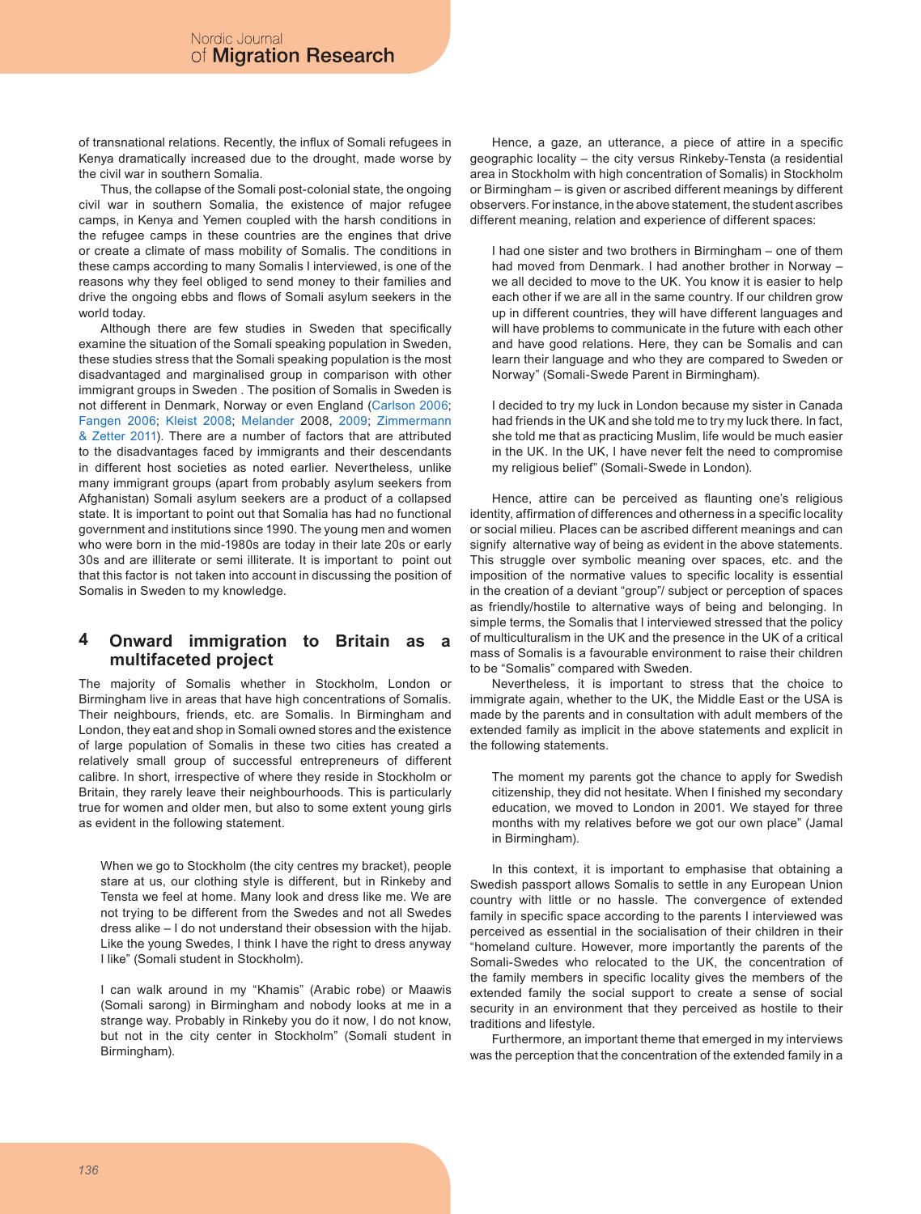of transnational relations. Recently, the influx of Somali refugees in Kenya dramatically increased due to the drought, made worse by the civil war in southern Somalia.

Thus, the collapse of the Somali post-colonial state, the ongoing civil war in southern Somalia, the existence of major refugee camps, in Kenya and Yemen coupled with the harsh conditions in the refugee camps in these countries are the engines that drive or create a climate of mass mobility of Somalis. The conditions in these camps according to many Somalis I interviewed, is one of the reasons why they feel obliged to send money to their families and drive the ongoing ebbs and flows of Somali asylum seekers in the world today.

Although there are few studies in Sweden that specifically examine the situation of the Somali speaking population in Sweden, these studies stress that the Somali speaking population is the most disadvantaged and marginalised group in comparison with other immigrant groups in Sweden . The position of Somalis in Sweden is not different in Denmark, Norway or even England (Carlson 2006; Fangen 2006; Kleist 2008; Melander 2008, 2009; Zimmermann & Zetter 2011). There are a number of factors that are attributed to the disadvantages faced by immigrants and their descendants in different host societies as noted earlier. Nevertheless, unlike many immigrant groups (apart from probably asylum seekers from Afghanistan) Somali asylum seekers are a product of a collapsed state. It is important to point out that Somalia has had no functional government and institutions since 1990. The young men and women who were born in the mid-1980s are today in their late 20s or early 30s and are illiterate or semi illiterate. It is important to point out that this factor is not taken into account in discussing the position of Somalis in Sweden to my knowledge.

## 4 Onward immigration to Britain as a multifaceted project

The majority of Somalis whether in Stockholm, London or Birmingham live in areas that have high concentrations of Somalis. Their neighbours, friends, etc. are Somalis. In Birmingham and London, they eat and shop in Somali owned stores and the existence of large population of Somalis in these two cities has created a relatively small group of successful entrepreneurs of different calibre. In short, irrespective of where they reside in Stockholm or Britain, they rarely leave their neighbourhoods. This is particularly true for women and older men, but also to some extent young girls as evident in the following statement.

> When we go to Stockholm (the city centres my bracket), people stare at us, our clothing style is different, but in Rinkeby and Tensta we feel at home. Many look and dress like me. We are not trying to be different from the Swedes and not all Swedes dress alike – I do not understand their obsession with the hijab. Like the young Swedes, I think I have the right to dress anyway I like" (Somali student in Stockholm).

> I can walk around in my "Khamis" (Arabic robe) or Maawis (Somali sarong) in Birmingham and nobody looks at me in a strange way. Probably in Rinkeby you do it now, I do not know, but not in the city center in Stockholm" (Somali student in Birmingham).

Hence, a gaze, an utterance, a piece of attire in a specific geographic locality – the city versus Rinkeby-Tensta (a residential area in Stockholm with high concentration of Somalis) in Stockholm or Birmingham – is given or ascribed different meanings by different observers. For instance, in the above statement, the student ascribes different meaning, relation and experience of different spaces:

> I had one sister and two brothers in Birmingham – one of them had moved from Denmark. I had another brother in Norway – we all decided to move to the UK. You know it is easier to help each other if we are all in the same country. If our children grow up in different countries, they will have different languages and will have problems to communicate in the future with each other and have good relations. Here, they can be Somalis and can learn their language and who they are compared to Sweden or Norway" (Somali-Swede Parent in Birmingham).

> I decided to try my luck in London because my sister in Canada had friends in the UK and she told me to try my luck there. In fact, she told me that as practicing Muslim, life would be much easier in the UK. In the UK, I have never felt the need to compromise my religious belief" (Somali-Swede in London).

Hence, attire can be perceived as flaunting one's religious identity, affirmation of differences and otherness in a specific locality or social milieu. Places can be ascribed different meanings and can signify alternative way of being as evident in the above statements. This struggle over symbolic meaning over spaces, etc. and the imposition of the normative values to specific locality is essential in the creation of a deviant "group"/ subject or perception of spaces as friendly/hostile to alternative ways of being and belonging. In simple terms, the Somalis that I interviewed stressed that the policy of multiculturalism in the UK and the presence in the UK of a critical mass of Somalis is a favourable environment to raise their children to be "Somalis" compared with Sweden.

Nevertheless, it is important to stress that the choice to immigrate again, whether to the UK, the Middle East or the USA is made by the parents and in consultation with adult members of the extended family as implicit in the above statements and explicit in the following statements.

> The moment my parents got the chance to apply for Swedish citizenship, they did not hesitate. When I finished my secondary education, we moved to London in 2001. We stayed for three months with my relatives before we got our own place" (Jamal in Birmingham).

In this context, it is important to emphasise that obtaining a Swedish passport allows Somalis to settle in any European Union country with little or no hassle. The convergence of extended family in specific space according to the parents I interviewed was perceived as essential in the socialisation of their children in their "homeland culture. However, more importantly the parents of the Somali-Swedes who relocated to the UK, the concentration of the family members in specific locality gives the members of the extended family the social support to create a sense of social security in an environment that they perceived as hostile to their traditions and lifestyle.

Furthermore, an important theme that emerged in my interviews was the perception that the concentration of the extended family in a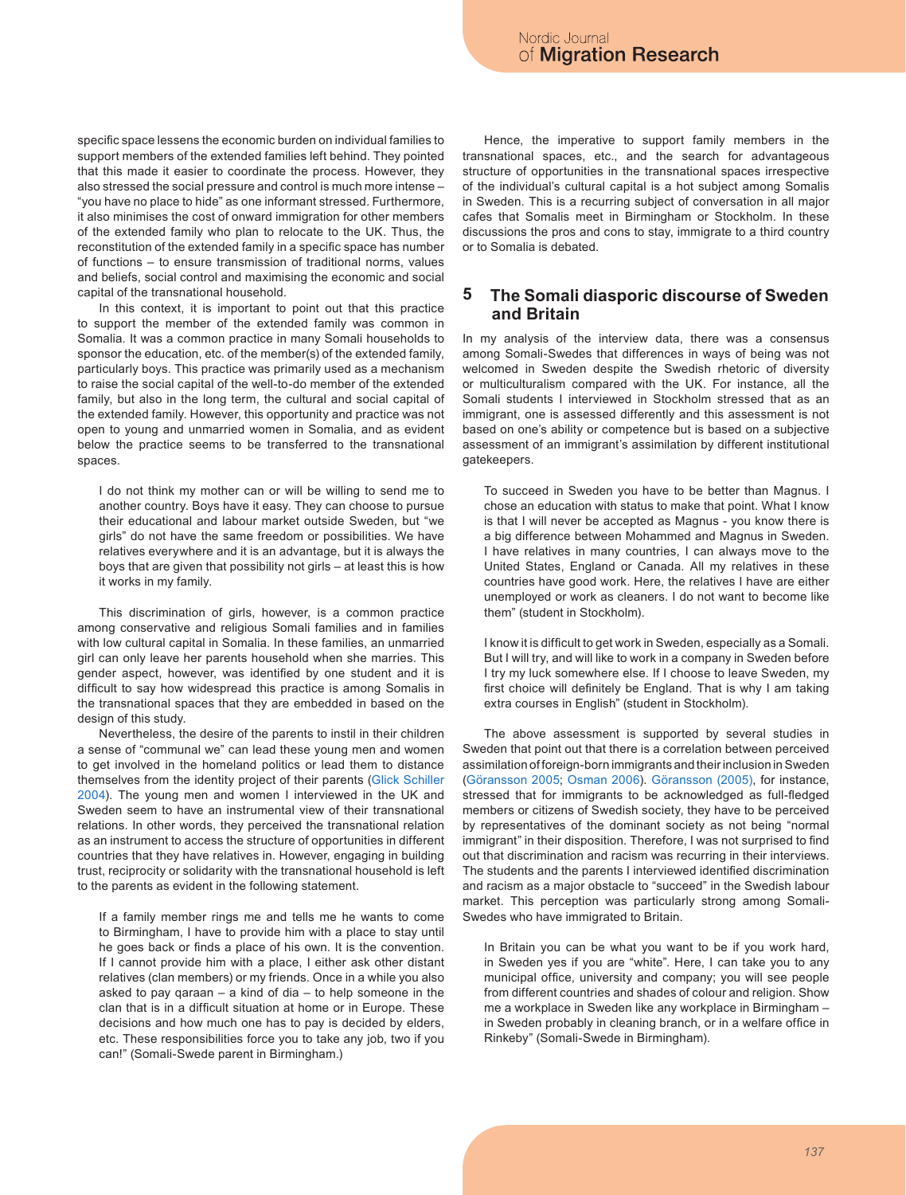specific space lessens the economic burden on individual families to support members of the extended families left behind. They pointed that this made it easier to coordinate the process. However, they also stressed the social pressure and control is much more intense – "you have no place to hide" as one informant stressed. Furthermore, it also minimises the cost of onward immigration for other members of the extended family who plan to relocate to the UK. Thus, the reconstitution of the extended family in a specific space has number of functions – to ensure transmission of traditional norms, values and beliefs, social control and maximising the economic and social capital of the transnational household.

In this context, it is important to point out that this practice to support the member of the extended family was common in Somalia. It was a common practice in many Somali households to sponsor the education, etc. of the member(s) of the extended family, particularly boys. This practice was primarily used as a mechanism to raise the social capital of the well-to-do member of the extended family, but also in the long term, the cultural and social capital of the extended family. However, this opportunity and practice was not open to young and unmarried women in Somalia, and as evident below the practice seems to be transferred to the transnational spaces.

> I do not think my mother can or will be willing to send me to another country. Boys have it easy. They can choose to pursue their educational and labour market outside Sweden, but "we girls" do not have the same freedom or possibilities. We have relatives everywhere and it is an advantage, but it is always the boys that are given that possibility not girls – at least this is how it works in my family.

This discrimination of girls, however, is a common practice among conservative and religious Somali families and in families with low cultural capital in Somalia. In these families, an unmarried girl can only leave her parents household when she marries. This gender aspect, however, was identified by one student and it is difficult to say how widespread this practice is among Somalis in the transnational spaces that they are embedded in based on the design of this study.

Nevertheless, the desire of the parents to instil in their children a sense of "communal we" can lead these young men and women to get involved in the homeland politics or lead them to distance themselves from the identity project of their parents (Glick Schiller 2004). The young men and women I interviewed in the UK and Sweden seem to have an instrumental view of their transnational relations. In other words, they perceived the transnational relation as an instrument to access the structure of opportunities in different countries that they have relatives in. However, engaging in building trust, reciprocity or solidarity with the transnational household is left to the parents as evident in the following statement.

> If a family member rings me and tells me he wants to come to Birmingham, I have to provide him with a place to stay until he goes back or finds a place of his own. It is the convention. If I cannot provide him with a place, I either ask other distant relatives (clan members) or my friends. Once in a while you also asked to pay qaraan – a kind of dia – to help someone in the clan that is in a difficult situation at home or in Europe. These decisions and how much one has to pay is decided by elders, etc. These responsibilities force you to take any job, two if you can!" (Somali-Swede parent in Birmingham.)

Hence, the imperative to support family members in the transnational spaces, etc., and the search for advantageous structure of opportunities in the transnational spaces irrespective of the individual's cultural capital is a hot subject among Somalis in Sweden. This is a recurring subject of conversation in all major cafes that Somalis meet in Birmingham or Stockholm. In these discussions the pros and cons to stay, immigrate to a third country or to Somalia is debated.

## 5 The Somali diasporic discourse of Sweden and Britain

In my analysis of the interview data, there was a consensus among Somali-Swedes that differences in ways of being was not welcomed in Sweden despite the Swedish rhetoric of diversity or multiculturalism compared with the UK. For instance, all the Somali students I interviewed in Stockholm stressed that as an immigrant, one is assessed differently and this assessment is not based on one's ability or competence but is based on a subjective assessment of an immigrant's assimilation by different institutional gatekeepers.

> To succeed in Sweden you have to be better than Magnus. I chose an education with status to make that point. What I know is that I will never be accepted as Magnus - you know there is a big difference between Mohammed and Magnus in Sweden. I have relatives in many countries, I can always move to the United States, England or Canada. All my relatives in these countries have good work. Here, the relatives I have are either unemployed or work as cleaners. I do not want to become like them" (student in Stockholm).

> I know it is difficult to get work in Sweden, especially as a Somali. But I will try, and will like to work in a company in Sweden before I try my luck somewhere else. If I choose to leave Sweden, my first choice will definitely be England. That is why I am taking extra courses in English" (student in Stockholm).

The above assessment is supported by several studies in Sweden that point out that there is a correlation between perceived assimilation of foreign-born immigrants and their inclusion in Sweden (Göransson 2005; Osman 2006). Göransson (2005), for instance, stressed that for immigrants to be acknowledged as full-fledged members or citizens of Swedish society, they have to be perceived by representatives of the dominant society as not being "normal immigrant" in their disposition. Therefore, I was not surprised to find out that discrimination and racism was recurring in their interviews. The students and the parents I interviewed identified discrimination and racism as a major obstacle to "succeed" in the Swedish labour market. This perception was particularly strong among Somali-Swedes who have immigrated to Britain.

> In Britain you can be what you want to be if you work hard, in Sweden yes if you are "white". Here, I can take you to any municipal office, university and company; you will see people from different countries and shades of colour and religion. Show me a workplace in Sweden like any workplace in Birmingham – in Sweden probably in cleaning branch, or in a welfare office in Rinkeby" (Somali-Swede in Birmingham).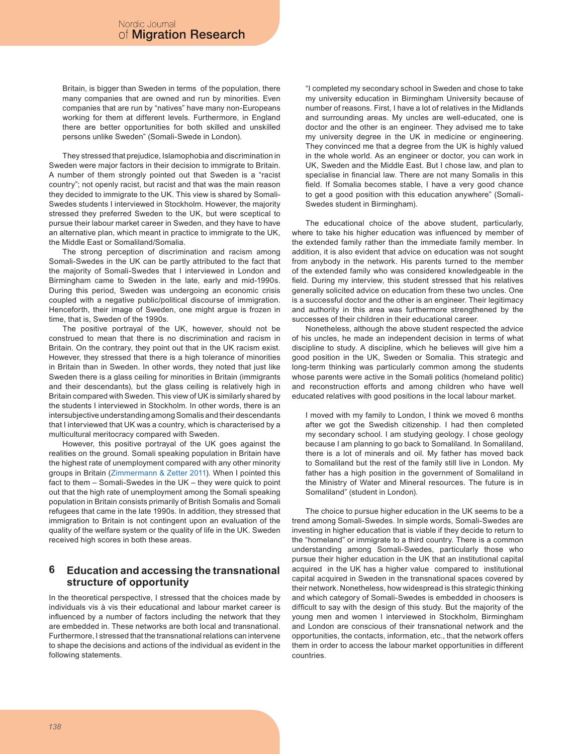Britain, is bigger than Sweden in terms of the population, there many companies that are owned and run by minorities. Even companies that are run by "natives" have many non-Europeans working for them at different levels. Furthermore, in England there are better opportunities for both skilled and unskilled persons unlike Sweden" (Somali-Swede in London).

They stressed that prejudice, Islamophobia and discrimination in Sweden were major factors in their decision to immigrate to Britain. A number of them strongly pointed out that Sweden is a "racist country"; not openly racist, but racist and that was the main reason they decided to immigrate to the UK. This view is shared by Somali-Swedes students I interviewed in Stockholm. However, the majority stressed they preferred Sweden to the UK, but were sceptical to pursue their labour market career in Sweden, and they have to have an alternative plan, which meant in practice to immigrate to the UK, the Middle East or Somaliland/Somalia.

The strong perception of discrimination and racism among Somali-Swedes in the UK can be partly attributed to the fact that the majority of Somali-Swedes that I interviewed in London and Birmingham came to Sweden in the late, early and mid-1990s. During this period, Sweden was undergoing an economic crisis coupled with a negative public/political discourse of immigration. Henceforth, their image of Sweden, one might argue is frozen in time, that is, Sweden of the 1990s.

The positive portrayal of the UK, however, should not be construed to mean that there is no discrimination and racism in Britain. On the contrary, they point out that in the UK racism exist. However, they stressed that there is a high tolerance of minorities in Britain than in Sweden. In other words, they noted that just like Sweden there is a glass ceiling for minorities in Britain (immigrants and their descendants), but the glass ceiling is relatively high in Britain compared with Sweden. This view of UK is similarly shared by the students I interviewed in Stockholm. In other words, there is an intersubjective understanding among Somalis and their descendants that I interviewed that UK was a country, which is characterised by a multicultural meritocracy compared with Sweden.

However, this positive portrayal of the UK goes against the realities on the ground. Somali speaking population in Britain have the highest rate of unemployment compared with any other minority groups in Britain (Zimmermann & Zetter 2011). When I pointed this fact to them – Somali-Swedes in the UK – they were quick to point out that the high rate of unemployment among the Somali speaking population in Britain consists primarily of British Somalis and Somali refugees that came in the late 1990s. In addition, they stressed that immigration to Britain is not contingent upon an evaluation of the quality of the welfare system or the quality of life in the UK. Sweden received high scores in both these areas.

## 6 Education and accessing the transnational structure of opportunity

In the theoretical perspective, I stressed that the choices made by individuals vis à vis their educational and labour market career is influenced by a number of factors including the network that they are embedded in. These networks are both local and transnational. Furthermore, I stressed that the transnational relations can intervene to shape the decisions and actions of the individual as evident in the following statements.

"I completed my secondary school in Sweden and chose to take my university education in Birmingham University because of number of reasons. First, I have a lot of relatives in the Midlands and surrounding areas. My uncles are well-educated, one is doctor and the other is an engineer. They advised me to take my university degree in the UK in medicine or engineering. They convinced me that a degree from the UK is highly valued in the whole world. As an engineer or doctor, you can work in UK, Sweden and the Middle East. But I chose law, and plan to specialise in financial law. There are not many Somalis in this field. If Somalia becomes stable, I have a very good chance to get a good position with this education anywhere" (Somali-Swedes student in Birmingham).

The educational choice of the above student, particularly, where to take his higher education was influenced by member of the extended family rather than the immediate family member. In addition, it is also evident that advice on education was not sought from anybody in the network. His parents turned to the member of the extended family who was considered knowledgeable in the field. During my interview, this student stressed that his relatives generally solicited advice on education from these two uncles. One is a successful doctor and the other is an engineer. Their legitimacy and authority in this area was furthermore strengthened by the successes of their children in their educational career.

Nonetheless, although the above student respected the advice of his uncles, he made an independent decision in terms of what discipline to study. A discipline, which he believes will give him a good position in the UK, Sweden or Somalia. This strategic and long-term thinking was particularly common among the students whose parents were active in the Somali politics (homeland politic) and reconstruction efforts and among children who have well educated relatives with good positions in the local labour market.

I moved with my family to London, I think we moved 6 months after we got the Swedish citizenship. I had then completed my secondary school. I am studying geology. I chose geology because I am planning to go back to Somaliland. In Somaliland, there is a lot of minerals and oil. My father has moved back to Somaliland but the rest of the family still live in London. My father has a high position in the government of Somaliland in the Ministry of Water and Mineral resources. The future is in Somaliland" (student in London).

The choice to pursue higher education in the UK seems to be a trend among Somali-Swedes. In simple words, Somali-Swedes are investing in higher education that is viable if they decide to return to the "homeland" or immigrate to a third country. There is a common understanding among Somali-Swedes, particularly those who pursue their higher education in the UK that an institutional capital acquired in the UK has a higher value compared to institutional capital acquired in Sweden in the transnational spaces covered by their network. Nonetheless, how widespread is this strategic thinking and which category of Somali-Swedes is embedded in choosers is difficult to say with the design of this study. But the majority of the young men and women I interviewed in Stockholm, Birmingham and London are conscious of their transnational network and the opportunities, the contacts, information, etc., that the network offers them in order to access the labour market opportunities in different countries.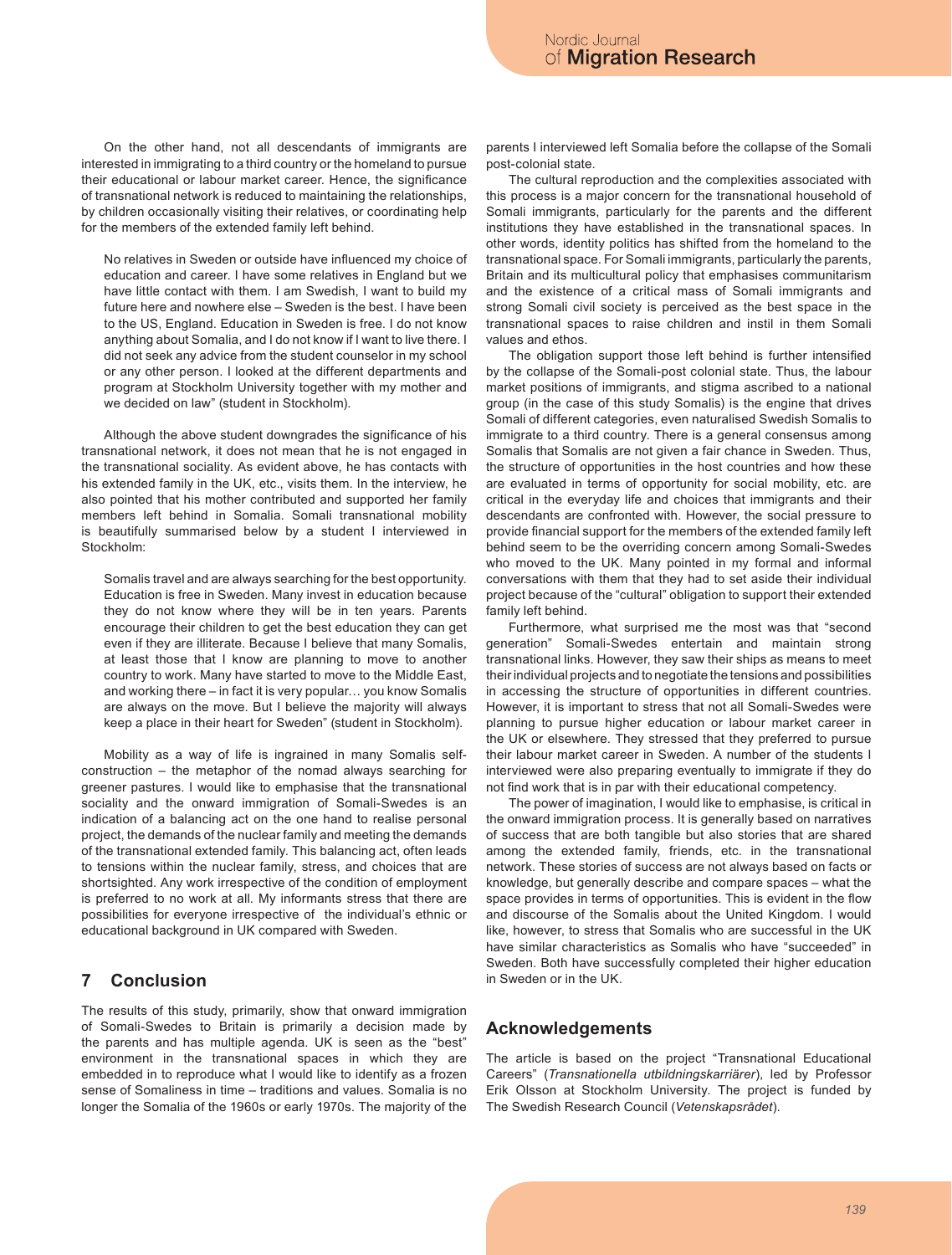On the other hand, not all descendants of immigrants are interested in immigrating to a third country or the homeland to pursue their educational or labour market career. Hence, the significance of transnational network is reduced to maintaining the relationships, by children occasionally visiting their relatives, or coordinating help for the members of the extended family left behind.

> No relatives in Sweden or outside have influenced my choice of education and career. I have some relatives in England but we have little contact with them. I am Swedish, I want to build my future here and nowhere else – Sweden is the best. I have been to the US, England. Education in Sweden is free. I do not know anything about Somalia, and I do not know if I want to live there. I did not seek any advice from the student counselor in my school or any other person. I looked at the different departments and program at Stockholm University together with my mother and we decided on law" (student in Stockholm).

Although the above student downgrades the significance of his transnational network, it does not mean that he is not engaged in the transnational sociality. As evident above, he has contacts with his extended family in the UK, etc., visits them. In the interview, he also pointed that his mother contributed and supported her family members left behind in Somalia. Somali transnational mobility is beautifully summarised below by a student I interviewed in Stockholm:

> Somalis travel and are always searching for the best opportunity. Education is free in Sweden. Many invest in education because they do not know where they will be in ten years. Parents encourage their children to get the best education they can get even if they are illiterate. Because I believe that many Somalis, at least those that I know are planning to move to another country to work. Many have started to move to the Middle East, and working there – in fact it is very popular… you know Somalis are always on the move. But I believe the majority will always keep a place in their heart for Sweden" (student in Stockholm).

Mobility as a way of life is ingrained in many Somalis self-construction – the metaphor of the nomad always searching for greener pastures. I would like to emphasise that the transnational sociality and the onward immigration of Somali-Swedes is an indication of a balancing act on the one hand to realise personal project, the demands of the nuclear family and meeting the demands of the transnational extended family. This balancing act, often leads to tensions within the nuclear family, stress, and choices that are shortsighted. Any work irrespective of the condition of employment is preferred to no work at all. My informants stress that there are possibilities for everyone irrespective of the individual's ethnic or educational background in UK compared with Sweden.

## 7 Conclusion

The results of this study, primarily, show that onward immigration of Somali-Swedes to Britain is primarily a decision made by the parents and has multiple agenda. UK is seen as the "best" environment in the transnational spaces in which they are embedded in to reproduce what I would like to identify as a frozen sense of Somaliness in time – traditions and values. Somalia is no longer the Somalia of the 1960s or early 1970s. The majority of the parents I interviewed left Somalia before the collapse of the Somali post-colonial state.

The cultural reproduction and the complexities associated with this process is a major concern for the transnational household of Somali immigrants, particularly for the parents and the different institutions they have established in the transnational spaces. In other words, identity politics has shifted from the homeland to the transnational space. For Somali immigrants, particularly the parents, Britain and its multicultural policy that emphasises communitarism and the existence of a critical mass of Somali immigrants and strong Somali civil society is perceived as the best space in the transnational spaces to raise children and instil in them Somali values and ethos.

The obligation support those left behind is further intensified by the collapse of the Somali-post colonial state. Thus, the labour market positions of immigrants, and stigma ascribed to a national group (in the case of this study Somalis) is the engine that drives Somali of different categories, even naturalised Swedish Somalis to immigrate to a third country. There is a general consensus among Somalis that Somalis are not given a fair chance in Sweden. Thus, the structure of opportunities in the host countries and how these are evaluated in terms of opportunity for social mobility, etc. are critical in the everyday life and choices that immigrants and their descendants are confronted with. However, the social pressure to provide financial support for the members of the extended family left behind seem to be the overriding concern among Somali-Swedes who moved to the UK. Many pointed in my formal and informal conversations with them that they had to set aside their individual project because of the "cultural" obligation to support their extended family left behind.

Furthermore, what surprised me the most was that "second generation" Somali-Swedes entertain and maintain strong transnational links. However, they saw their ships as means to meet their individual projects and to negotiate the tensions and possibilities in accessing the structure of opportunities in different countries. However, it is important to stress that not all Somali-Swedes were planning to pursue higher education or labour market career in the UK or elsewhere. They stressed that they preferred to pursue their labour market career in Sweden. A number of the students I interviewed were also preparing eventually to immigrate if they do not find work that is in par with their educational competency.

The power of imagination, I would like to emphasise, is critical in the onward immigration process. It is generally based on narratives of success that are both tangible but also stories that are shared among the extended family, friends, etc. in the transnational network. These stories of success are not always based on facts or knowledge, but generally describe and compare spaces – what the space provides in terms of opportunities. This is evident in the flow and discourse of the Somalis about the United Kingdom. I would like, however, to stress that Somalis who are successful in the UK have similar characteristics as Somalis who have "succeeded" in Sweden. Both have successfully completed their higher education in Sweden or in the UK.

## Acknowledgements

The article is based on the project "Transnational Educational Careers" (*Transnationella utbildningskarriärer*), led by Professor Erik Olsson at Stockholm University. The project is funded by The Swedish Research Council (*Vetenskapsrådet*).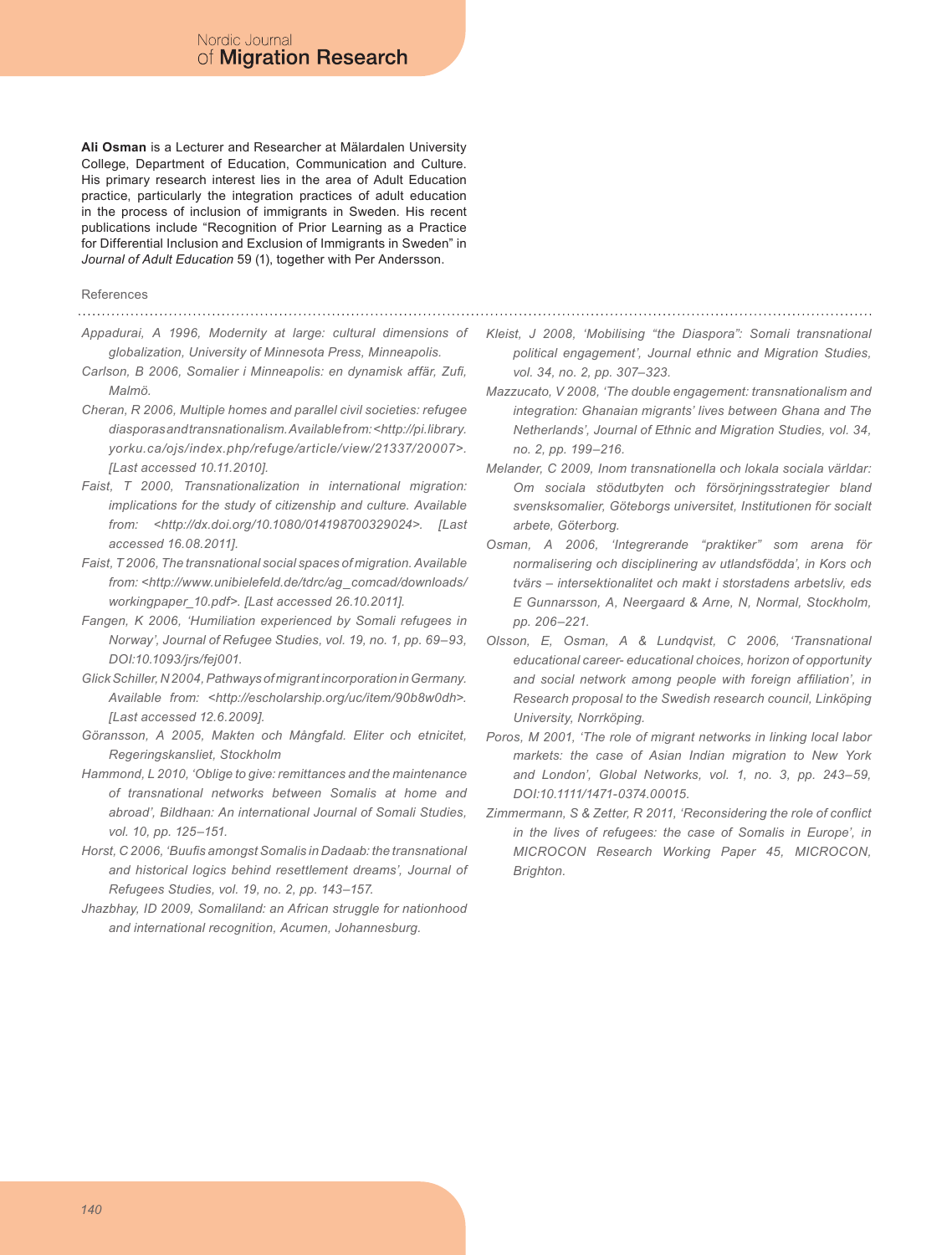**Ali Osman** is a Lecturer and Researcher at Mälardalen University College, Department of Education, Communication and Culture. His primary research interest lies in the area of Adult Education practice, particularly the integration practices of adult education in the process of inclusion of immigrants in Sweden. His recent publications include "Recognition of Prior Learning as a Practice for Differential Inclusion and Exclusion of Immigrants in Sweden" in *Journal of Adult Education* 59 (1), together with Per Andersson.

## References

*Appadurai, A 1996, Modernity at large: cultural dimensions of globalization, University of Minnesota Press, Minneapolis.*

*Carlson, B 2006, Somalier i Minneapolis: en dynamisk affär, Zufi, Malmö.*

*Cheran, R 2006, Multiple homes and parallel civil societies: refugee diasporas and transnationalism. Available from: <http://pi.library.yorku.ca/ojs/index.php/refuge/article/view/21337/20007>. [Last accessed 10.11.2010].*

*Faist, T 2000, Transnationalization in international migration: implications for the study of citizenship and culture. Available from: <http://dx.doi.org/10.1080/014198700329024>. [Last accessed 16.08.2011].*

*Faist, T 2006, The transnational social spaces of migration. Available from: <http://www.unibielefeld.de/tdrc/ag_comcad/downloads/workingpaper_10.pdf>. [Last accessed 26.10.2011].*

*Fangen, K 2006, 'Humiliation experienced by Somali refugees in Norway', Journal of Refugee Studies, vol. 19, no. 1, pp. 69–93, DOI:10.1093/jrs/fej001.*

*Glick Schiller, N 2004, Pathways of migrant incorporation in Germany. Available from: <http://escholarship.org/uc/item/90b8w0dh>. [Last accessed 12.6.2009].*

*Göransson, A 2005, Makten och Mångfald. Eliter och etnicitet, Regeringskansliet, Stockholm*

*Hammond, L 2010, 'Oblige to give: remittances and the maintenance of transnational networks between Somalis at home and abroad', Bildhaan: An international Journal of Somali Studies, vol. 10, pp. 125–151.*

*Horst, C 2006, 'Buufis amongst Somalis in Dadaab: the transnational and historical logics behind resettlement dreams', Journal of Refugees Studies, vol. 19, no. 2, pp. 143–157.*

*Jhazbhay, ID 2009, Somaliland: an African struggle for nationhood and international recognition, Acumen, Johannesburg.*

*Kleist, J 2008, 'Mobilising "the Diaspora": Somali transnational political engagement', Journal ethnic and Migration Studies, vol. 34, no. 2, pp. 307–323.*

*Mazzucato, V 2008, 'The double engagement: transnationalism and integration: Ghanaian migrants' lives between Ghana and The Netherlands', Journal of Ethnic and Migration Studies, vol. 34, no. 2, pp. 199–216.*

*Melander, C 2009, Inom transnationella och lokala sociala världar: Om sociala stödutbyten och försörjningsstrategier bland svensksomalier, Göteborgs universitet, Institutionen för socialt arbete, Göterborg.*

*Osman, A 2006, 'Integrerande "praktiker" som arena för normalisering och disciplinering av utlandsfödda', in Kors och tvärs – intersektionalitet och makt i storstadens arbetsliv, eds E Gunnarsson, A, Neergaard & Arne, N, Normal, Stockholm, pp. 206–221.*

*Olsson, E, Osman, A & Lundqvist, C 2006, 'Transnational educational career- educational choices, horizon of opportunity and social network among people with foreign affiliation', in Research proposal to the Swedish research council, Linköping University, Norrköping.*

*Poros, M 2001, 'The role of migrant networks in linking local labor markets: the case of Asian Indian migration to New York and London', Global Networks, vol. 1, no. 3, pp. 243–59, DOI:10.1111/1471-0374.00015.*

*Zimmermann, S & Zetter, R 2011, 'Reconsidering the role of conflict in the lives of refugees: the case of Somalis in Europe', in MICROCON Research Working Paper 45, MICROCON, Brighton.*